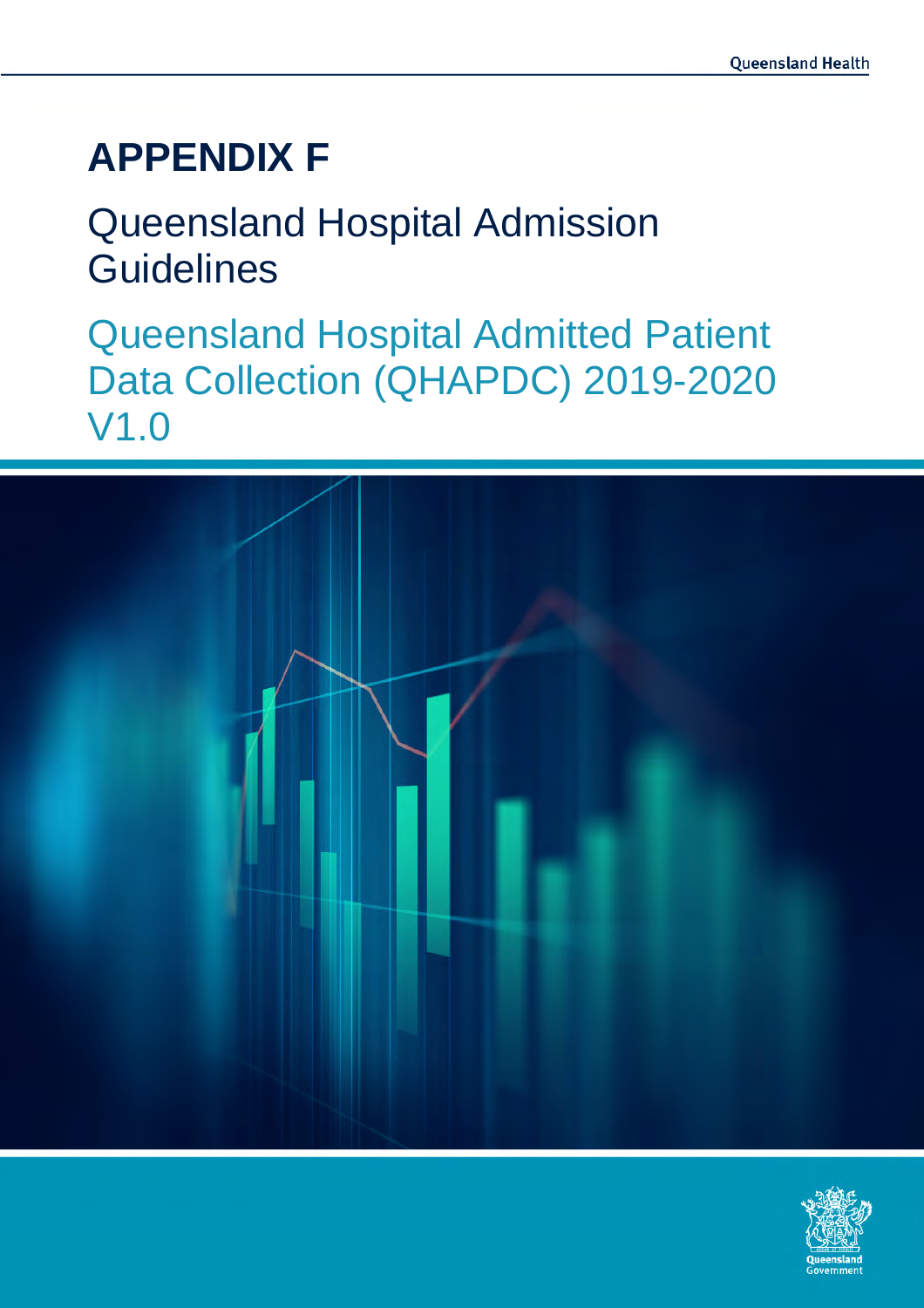# APPENDIX F

## Queensland Hospital Admission Guidelines

## Queensland Hospital Admitted Patient Data Collection (QHAPDC) 2019-2020 V1.0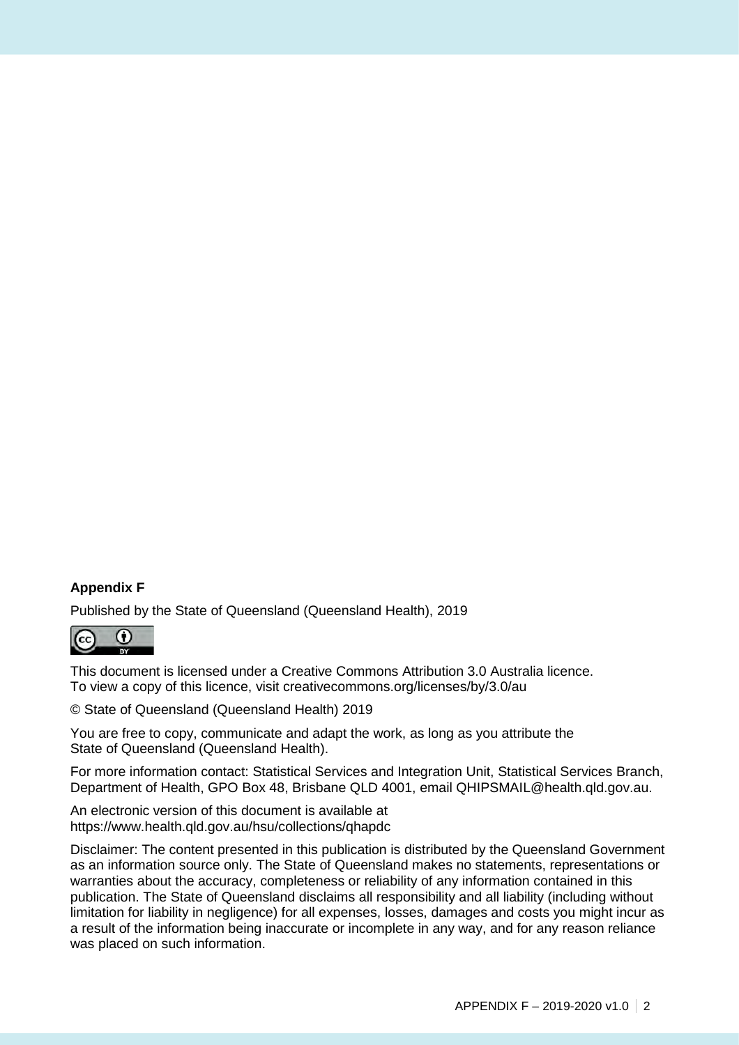**Appendix F**

Published by the State of Queensland (Queensland Health), 2019

This document is licensed under a Creative Commons Attribution 3.0 Australia licence.
To view a copy of this licence, visit creativecommons.org/licenses/by/3.0/au

© State of Queensland (Queensland Health) 2019

You are free to copy, communicate and adapt the work, as long as you attribute the State of Queensland (Queensland Health).

For more information contact: Statistical Services and Integration Unit, Statistical Services Branch, Department of Health, GPO Box 48, Brisbane QLD 4001, email QHIPSMAIL@health.qld.gov.au.

An electronic version of this document is available at
https://www.health.qld.gov.au/hsu/collections/qhapdc

Disclaimer: The content presented in this publication is distributed by the Queensland Government as an information source only. The State of Queensland makes no statements, representations or warranties about the accuracy, completeness or reliability of any information contained in this publication. The State of Queensland disclaims all responsibility and all liability (including without limitation for liability in negligence) for all expenses, losses, damages and costs you might incur as a result of the information being inaccurate or incomplete in any way, and for any reason reliance was placed on such information.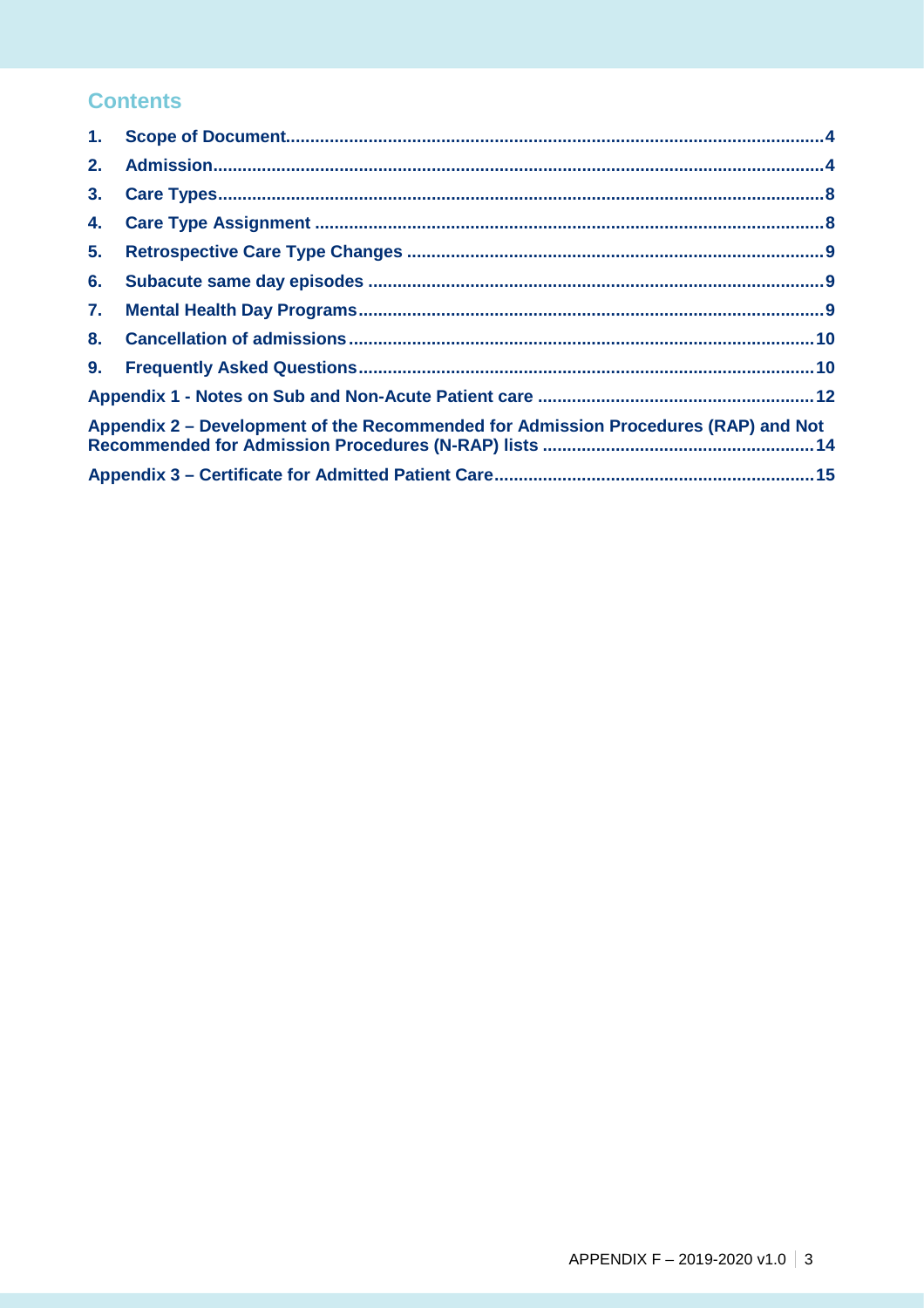## Contents

1. **Scope of Document** .... 4
2. **Admission** .... 4
3. **Care Types** .... 8
4. **Care Type Assignment** .... 8
5. **Retrospective Care Type Changes** .... 9
6. **Subacute same day episodes** .... 9
7. **Mental Health Day Programs** .... 9
8. **Cancellation of admissions** .... 10
9. **Frequently Asked Questions** .... 10

**Appendix 1 - Notes on Sub and Non-Acute Patient care** .... 12

**Appendix 2 – Development of the Recommended for Admission Procedures (RAP) and Not Recommended for Admission Procedures (N-RAP) lists** .... 14

**Appendix 3 – Certificate for Admitted Patient Care** .... 15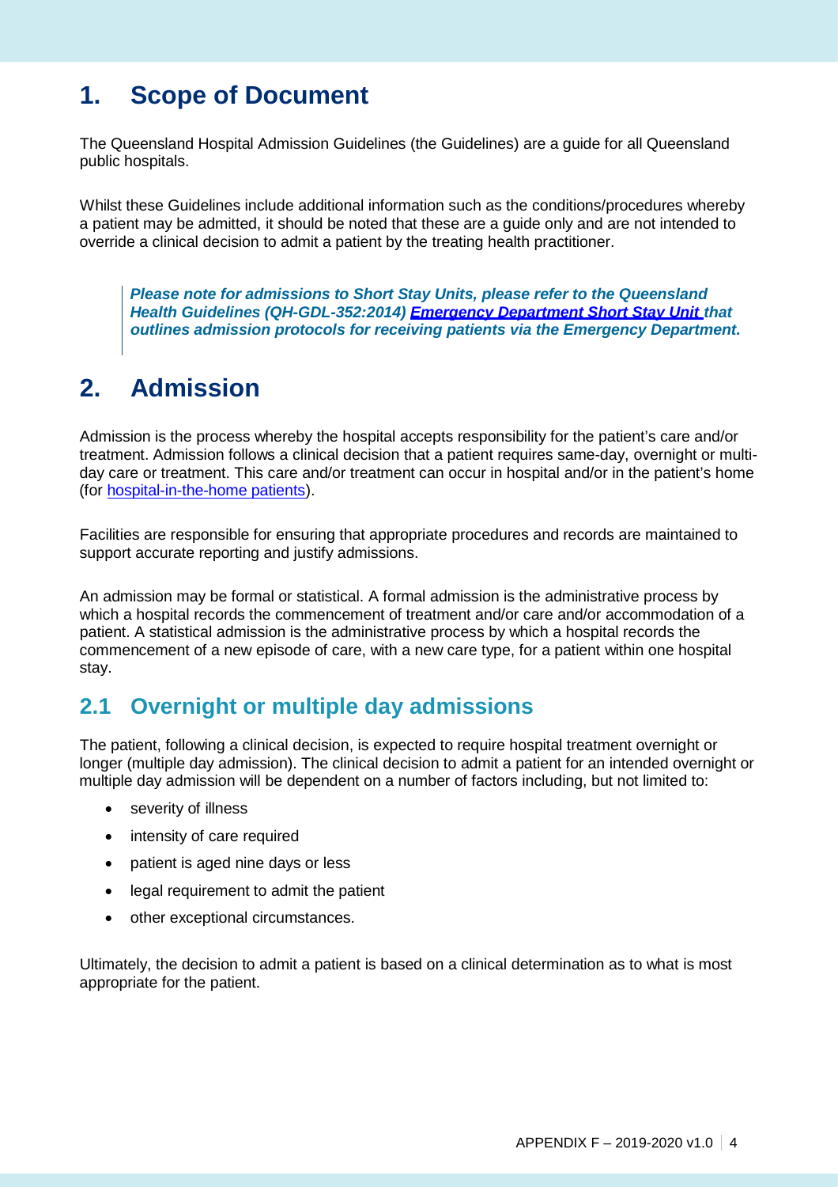# 1. Scope of Document

The Queensland Hospital Admission Guidelines (the Guidelines) are a guide for all Queensland public hospitals.

Whilst these Guidelines include additional information such as the conditions/procedures whereby a patient may be admitted, it should be noted that these are a guide only and are not intended to override a clinical decision to admit a patient by the treating health practitioner.

> ***Please note for admissions to Short Stay Units, please refer to the Queensland Health Guidelines (QH-GDL-352:2014) Emergency Department Short Stay Unit that outlines admission protocols for receiving patients via the Emergency Department.***

# 2. Admission

Admission is the process whereby the hospital accepts responsibility for the patient's care and/or treatment. Admission follows a clinical decision that a patient requires same-day, overnight or multi-day care or treatment. This care and/or treatment can occur in hospital and/or in the patient's home (for hospital-in-the-home patients).

Facilities are responsible for ensuring that appropriate procedures and records are maintained to support accurate reporting and justify admissions.

An admission may be formal or statistical. A formal admission is the administrative process by which a hospital records the commencement of treatment and/or care and/or accommodation of a patient. A statistical admission is the administrative process by which a hospital records the commencement of a new episode of care, with a new care type, for a patient within one hospital stay.

## 2.1 Overnight or multiple day admissions

The patient, following a clinical decision, is expected to require hospital treatment overnight or longer (multiple day admission). The clinical decision to admit a patient for an intended overnight or multiple day admission will be dependent on a number of factors including, but not limited to:

- severity of illness
- intensity of care required
- patient is aged nine days or less
- legal requirement to admit the patient
- other exceptional circumstances.

Ultimately, the decision to admit a patient is based on a clinical determination as to what is most appropriate for the patient.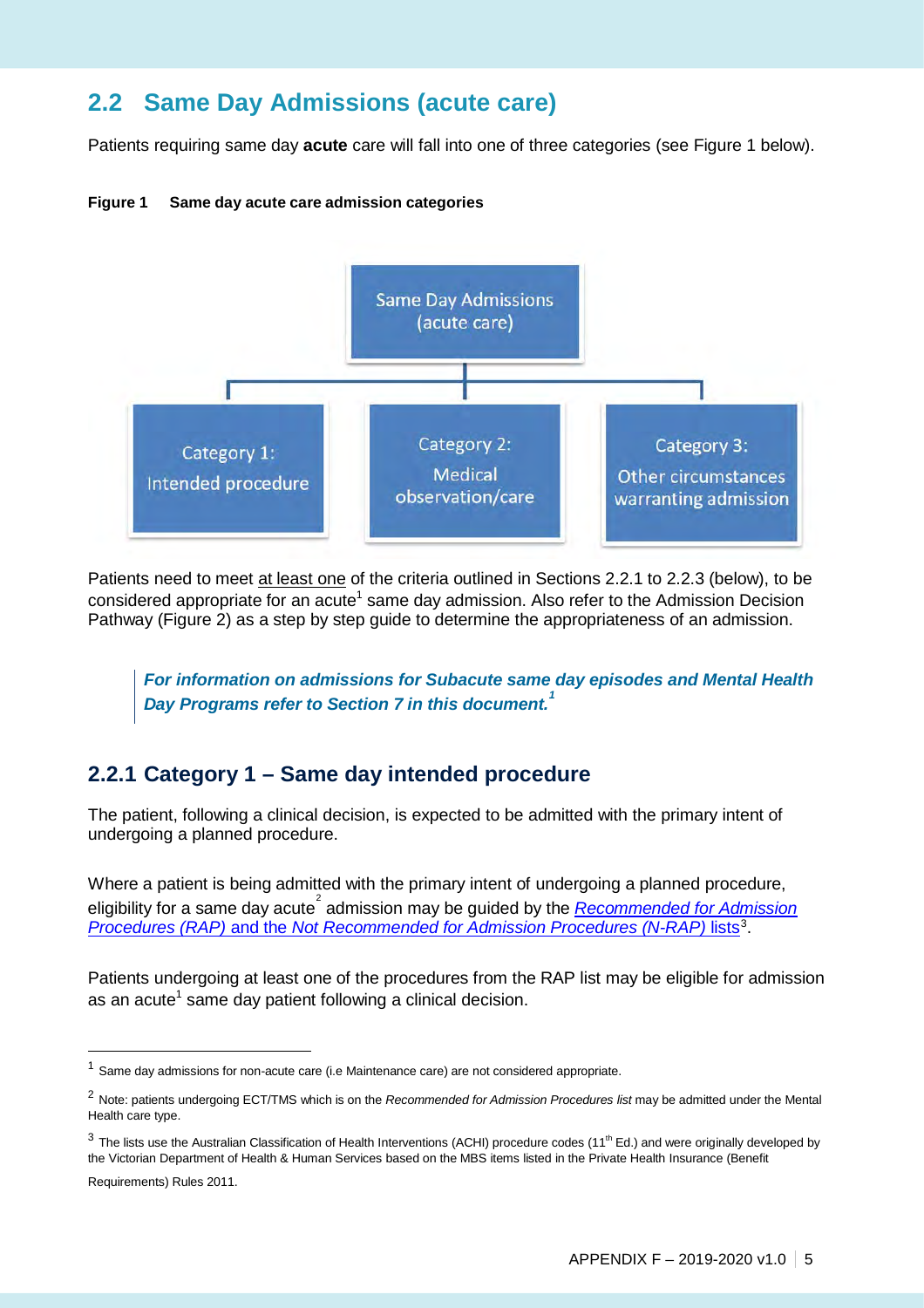## 2.2 Same Day Admissions (acute care)

Patients requiring same day **acute** care will fall into one of three categories (see Figure 1 below).

**Figure 1 Same day acute care admission categories**

Same Day Admissions (acute care)

- Category 1: Intended procedure
- Category 2: Medical observation/care
- Category 3: Other circumstances warranting admission

Patients need to meet at least one of the criteria outlined in Sections 2.2.1 to 2.2.3 (below), to be considered appropriate for an acute[1] same day admission. Also refer to the Admission Decision Pathway (Figure 2) as a step by step guide to determine the appropriateness of an admission.

> ***For information on admissions for Subacute same day episodes and Mental Health Day Programs refer to Section 7 in this document.[1]***

### 2.2.1 Category 1 – Same day intended procedure

The patient, following a clinical decision, is expected to be admitted with the primary intent of undergoing a planned procedure.

Where a patient is being admitted with the primary intent of undergoing a planned procedure, eligibility for a same day acute[2] admission may be guided by the *Recommended for Admission Procedures (RAP)* and the *Not Recommended for Admission Procedures (N-RAP)* lists[3].

Patients undergoing at least one of the procedures from the RAP list may be eligible for admission as an acute[1] same day patient following a clinical decision.

---

[1] Same day admissions for non-acute care (i.e Maintenance care) are not considered appropriate.

[2] Note: patients undergoing ECT/TMS which is on the *Recommended for Admission Procedures list* may be admitted under the Mental Health care type.

[3] The lists use the Australian Classification of Health Interventions (ACHI) procedure codes (11th Ed.) and were originally developed by the Victorian Department of Health & Human Services based on the MBS items listed in the Private Health Insurance (Benefit Requirements) Rules 2011.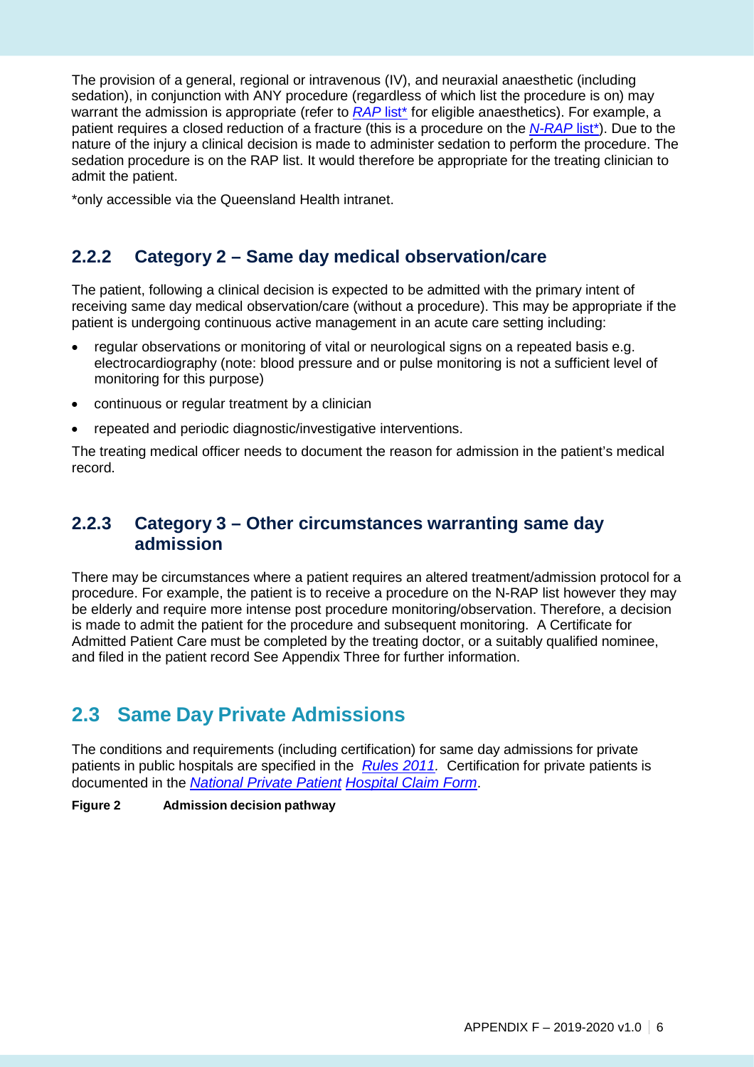The provision of a general, regional or intravenous (IV), and neuraxial anaesthetic (including sedation), in conjunction with ANY procedure (regardless of which list the procedure is on) may warrant the admission is appropriate (refer to *RAP* list* for eligible anaesthetics). For example, a patient requires a closed reduction of a fracture (this is a procedure on the *N-RAP* list*). Due to the nature of the injury a clinical decision is made to administer sedation to perform the procedure. The sedation procedure is on the RAP list. It would therefore be appropriate for the treating clinician to admit the patient.

*only accessible via the Queensland Health intranet.

### 2.2.2 Category 2 – Same day medical observation/care

The patient, following a clinical decision is expected to be admitted with the primary intent of receiving same day medical observation/care (without a procedure). This may be appropriate if the patient is undergoing continuous active management in an acute care setting including:

- regular observations or monitoring of vital or neurological signs on a repeated basis e.g. electrocardiography (note: blood pressure and or pulse monitoring is not a sufficient level of monitoring for this purpose)
- continuous or regular treatment by a clinician
- repeated and periodic diagnostic/investigative interventions.

The treating medical officer needs to document the reason for admission in the patient's medical record.

### 2.2.3 Category 3 – Other circumstances warranting same day admission

There may be circumstances where a patient requires an altered treatment/admission protocol for a procedure. For example, the patient is to receive a procedure on the N-RAP list however they may be elderly and require more intense post procedure monitoring/observation. Therefore, a decision is made to admit the patient for the procedure and subsequent monitoring. A Certificate for Admitted Patient Care must be completed by the treating doctor, or a suitably qualified nominee, and filed in the patient record See Appendix Three for further information.

## 2.3 Same Day Private Admissions

The conditions and requirements (including certification) for same day admissions for private patients in public hospitals are specified in the *Rules 2011.* Certification for private patients is documented in the *National Private Patient Hospital Claim Form*.

**Figure 2 Admission decision pathway**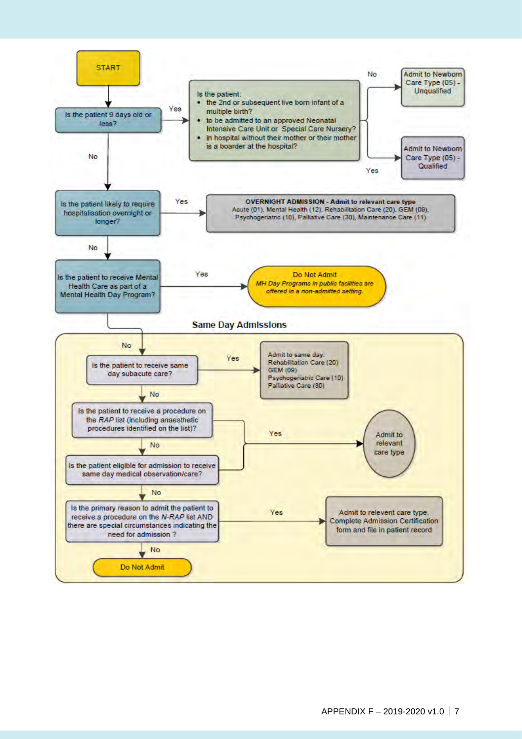START

**Is the patient 9 days old or less?**

- **Yes** → Is the patient:
  - the 2nd or subsequent live born infant of a multiple birth?
  - to be admitted to an approved Neonatal Intensive Care Unit or Special Care Nursery?
  - in hospital without their mother or their mother is a boarder at the hospital?
    - **No** → Admit to Newborn Care Type (05) - Unqualified
    - **Yes** → Admit to Newborn Care Type (05) - Qualified
- **No** ↓

**Is the patient likely to require hospitalisation overnight or longer?**

- **Yes** → **OVERNIGHT ADMISSION - Admit to relevant care type** Acute (01), Mental Health (12), Rehabilitation Care (20), GEM (09), Psychogeriatric (10), Palliative Care (30), Maintenance Care (11)
- **No** ↓

**Is the patient to receive Mental Health Care as part of a Mental Health Day Program?**

- **Yes** → Do Not Admit *MH Day Programs in public facilities are offered in a non-admitted setting.*
- **No** ↓

## Same Day Admissions

**Is the patient to receive same day subacute care?**

- **Yes** → Admit to same day: Rehabilitation Care (20), GEM (09), Psychogeriatric Care (10), Palliative Care (30)
- **No** ↓

**Is the patient to receive a procedure on the *RAP* list (including anaesthetic procedures identified on the list)?**

- **Yes** → Admit to relevant care type
- **No** ↓

**Is the patient eligible for admission to receive same day medical observation/care?**

- **Yes** → Admit to relevant care type
- **No** ↓

**Is the primary reason to admit the patient to receive a procedure on the *N-RAP* list AND there are special circumstances indicating the need for admission ?**

- **Yes** → Admit to relevent care type. Complete Admission Certification form and file in patient record
- **No** → Do Not Admit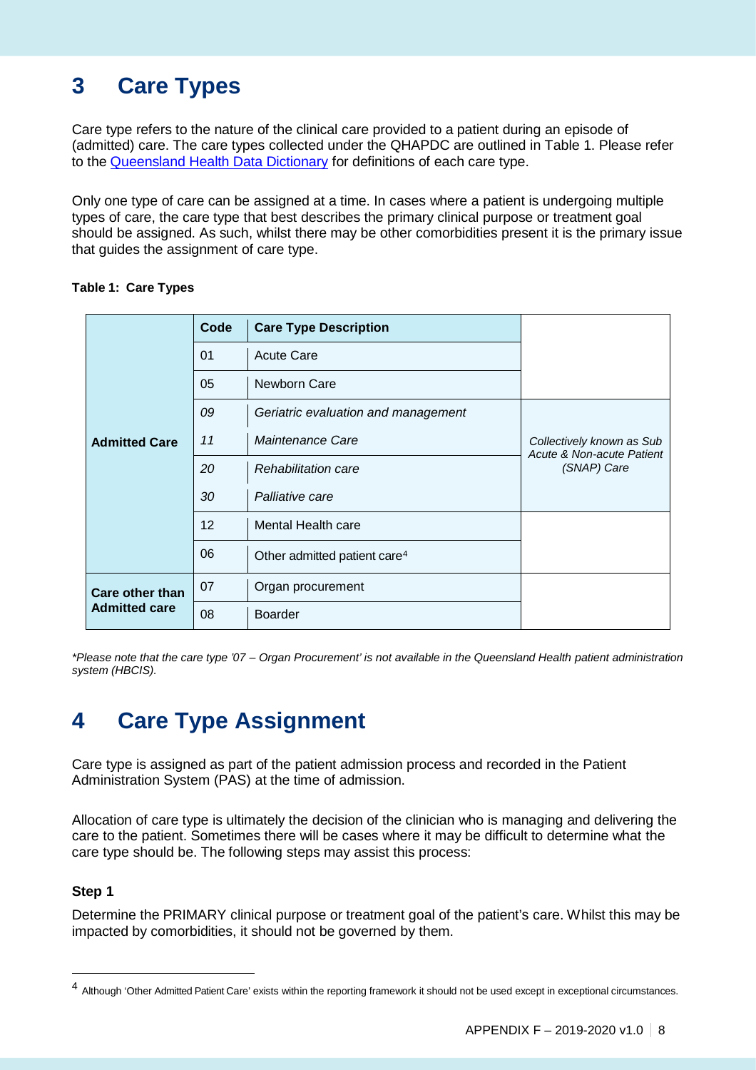# 3 Care Types

Care type refers to the nature of the clinical care provided to a patient during an episode of (admitted) care. The care types collected under the QHAPDC are outlined in Table 1. Please refer to the Queensland Health Data Dictionary for definitions of each care type.

Only one type of care can be assigned at a time. In cases where a patient is undergoing multiple types of care, the care type that best describes the primary clinical purpose or treatment goal should be assigned. As such, whilst there may be other comorbidities present it is the primary issue that guides the assignment of care type.

**Table 1: Care Types**

| | Code | Care Type Description | |
|---|---|---|---|
| **Admitted Care** | 01 | Acute Care | |
| | 05 | Newborn Care | |
| | *09* | *Geriatric evaluation and management* | *Collectively known as Sub Acute & Non-acute Patient (SNAP) Care* |
| | *11* | *Maintenance Care* | |
| | *20* | *Rehabilitation care* | |
| | *30* | *Palliative care* | |
| | 12 | Mental Health care | |
| | 06 | Other admitted patient care[4] | |
| **Care other than Admitted care** | 07 | Organ procurement | |
| | 08 | Boarder | |

*\*Please note that the care type '07 – Organ Procurement' is not available in the Queensland Health patient administration system (HBCIS).*

# 4 Care Type Assignment

Care type is assigned as part of the patient admission process and recorded in the Patient Administration System (PAS) at the time of admission.

Allocation of care type is ultimately the decision of the clinician who is managing and delivering the care to the patient. Sometimes there will be cases where it may be difficult to determine what the care type should be. The following steps may assist this process:

### Step 1

Determine the PRIMARY clinical purpose or treatment goal of the patient's care. Whilst this may be impacted by comorbidities, it should not be governed by them.

---

[4] Although 'Other Admitted Patient Care' exists within the reporting framework it should not be used except in exceptional circumstances.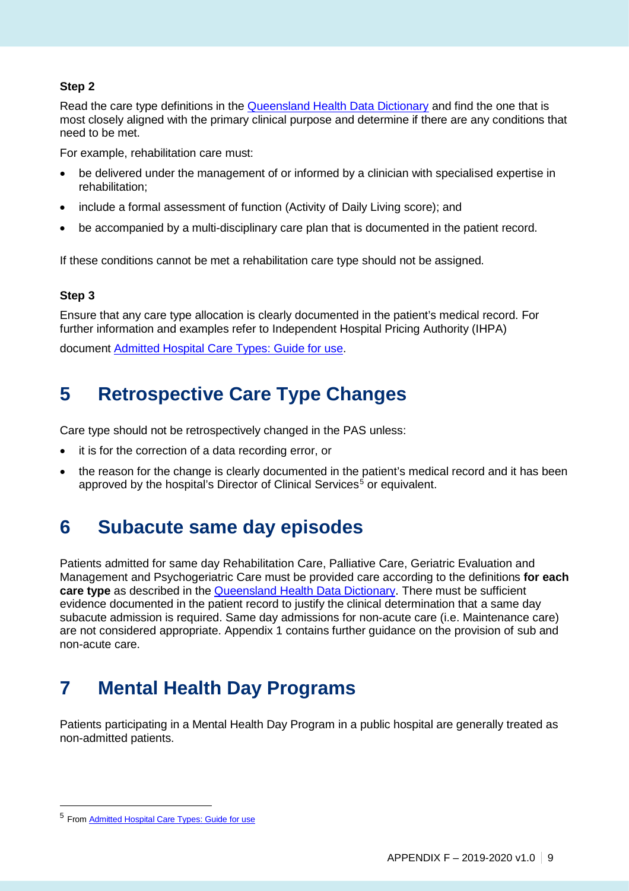**Step 2**

Read the care type definitions in the Queensland Health Data Dictionary and find the one that is most closely aligned with the primary clinical purpose and determine if there are any conditions that need to be met.

For example, rehabilitation care must:

- be delivered under the management of or informed by a clinician with specialised expertise in rehabilitation;
- include a formal assessment of function (Activity of Daily Living score); and
- be accompanied by a multi-disciplinary care plan that is documented in the patient record.

If these conditions cannot be met a rehabilitation care type should not be assigned.

**Step 3**

Ensure that any care type allocation is clearly documented in the patient's medical record. For further information and examples refer to Independent Hospital Pricing Authority (IHPA) document Admitted Hospital Care Types: Guide for use.

# 5 Retrospective Care Type Changes

Care type should not be retrospectively changed in the PAS unless:

- it is for the correction of a data recording error, or
- the reason for the change is clearly documented in the patient's medical record and it has been approved by the hospital's Director of Clinical Services[5] or equivalent.

# 6 Subacute same day episodes

Patients admitted for same day Rehabilitation Care, Palliative Care, Geriatric Evaluation and Management and Psychogeriatric Care must be provided care according to the definitions **for each care type** as described in the Queensland Health Data Dictionary. There must be sufficient evidence documented in the patient record to justify the clinical determination that a same day subacute admission is required. Same day admissions for non-acute care (i.e. Maintenance care) are not considered appropriate. Appendix 1 contains further guidance on the provision of sub and non-acute care.

# 7 Mental Health Day Programs

Patients participating in a Mental Health Day Program in a public hospital are generally treated as non-admitted patients.

---

[5] From Admitted Hospital Care Types: Guide for use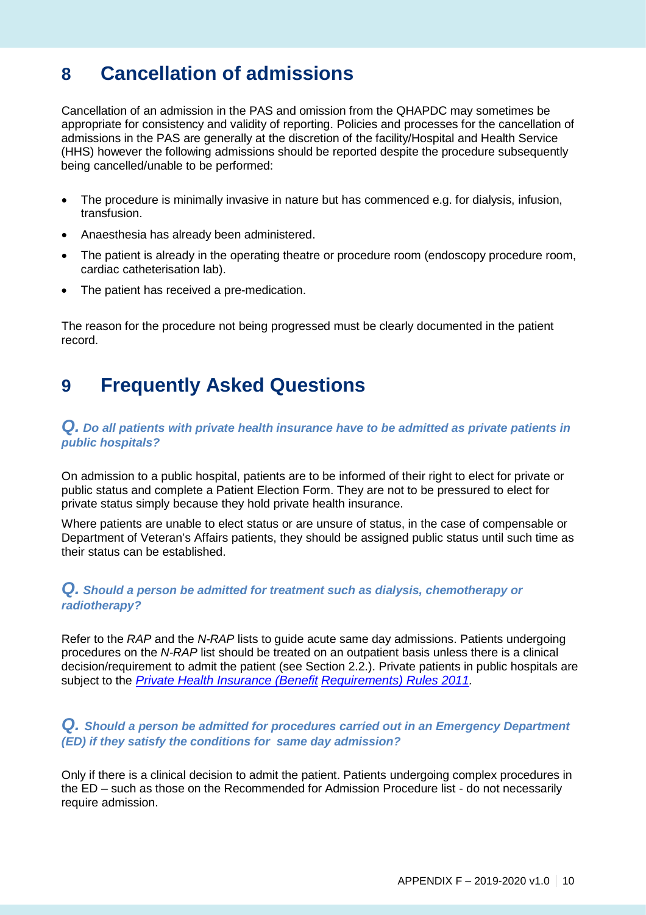# 8 Cancellation of admissions

Cancellation of an admission in the PAS and omission from the QHAPDC may sometimes be appropriate for consistency and validity of reporting. Policies and processes for the cancellation of admissions in the PAS are generally at the discretion of the facility/Hospital and Health Service (HHS) however the following admissions should be reported despite the procedure subsequently being cancelled/unable to be performed:

- The procedure is minimally invasive in nature but has commenced e.g. for dialysis, infusion, transfusion.
- Anaesthesia has already been administered.
- The patient is already in the operating theatre or procedure room (endoscopy procedure room, cardiac catheterisation lab).
- The patient has received a pre-medication.

The reason for the procedure not being progressed must be clearly documented in the patient record.

# 9 Frequently Asked Questions

### *Q. Do all patients with private health insurance have to be admitted as private patients in public hospitals?*

On admission to a public hospital, patients are to be informed of their right to elect for private or public status and complete a Patient Election Form. They are not to be pressured to elect for private status simply because they hold private health insurance.

Where patients are unable to elect status or are unsure of status, in the case of compensable or Department of Veteran's Affairs patients, they should be assigned public status until such time as their status can be established.

### *Q. Should a person be admitted for treatment such as dialysis, chemotherapy or radiotherapy?*

Refer to the *RAP* and the *N-RAP* lists to guide acute same day admissions. Patients undergoing procedures on the *N-RAP* list should be treated on an outpatient basis unless there is a clinical decision/requirement to admit the patient (see Section 2.2.). Private patients in public hospitals are subject to the *Private Health Insurance (Benefit Requirements) Rules 2011.*

### *Q. Should a person be admitted for procedures carried out in an Emergency Department (ED) if they satisfy the conditions for same day admission?*

Only if there is a clinical decision to admit the patient. Patients undergoing complex procedures in the ED – such as those on the Recommended for Admission Procedure list - do not necessarily require admission.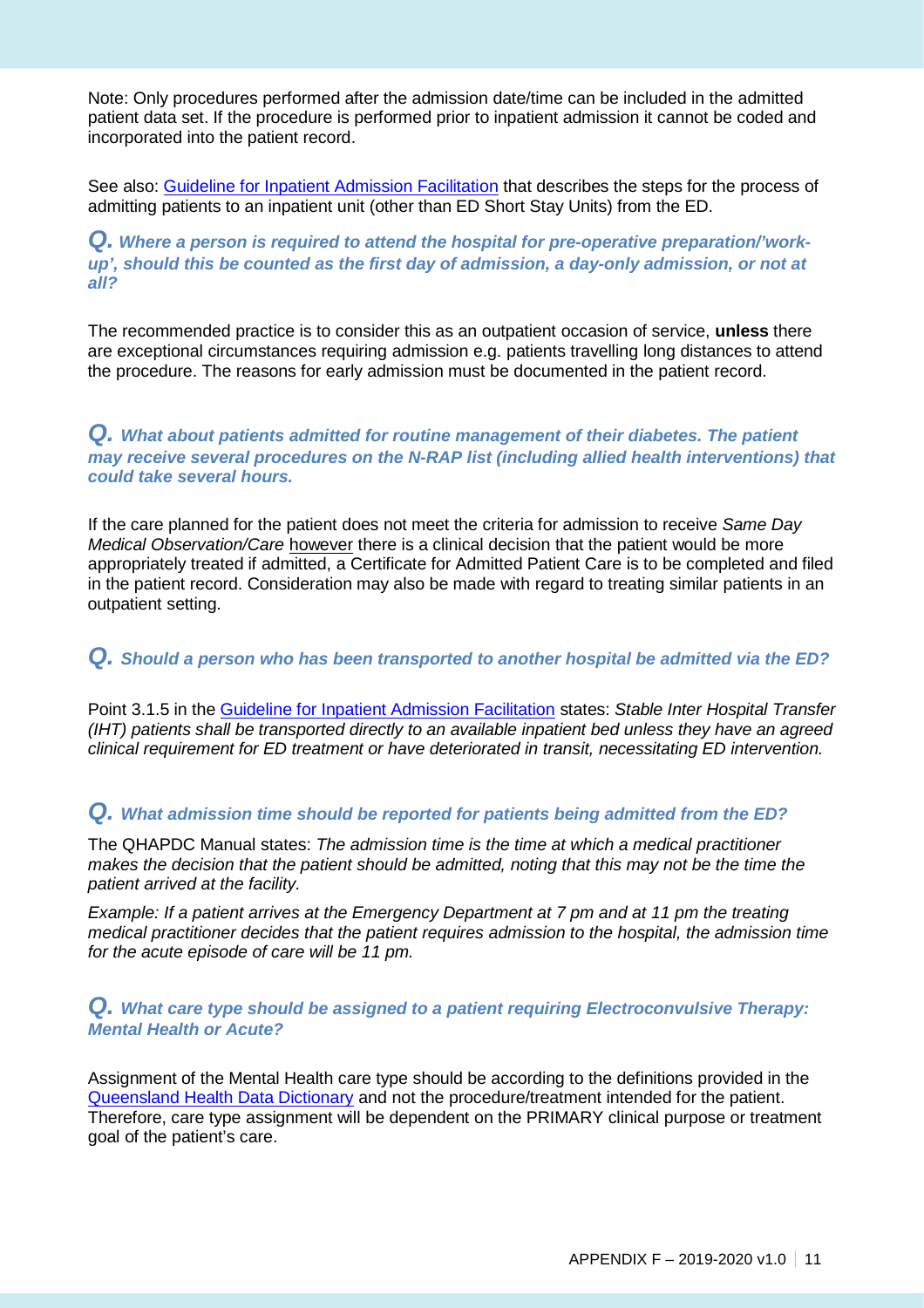Note: Only procedures performed after the admission date/time can be included in the admitted patient data set. If the procedure is performed prior to inpatient admission it cannot be coded and incorporated into the patient record.

See also: [Guideline for Inpatient Admission Facilitation](#) that describes the steps for the process of admitting patients to an inpatient unit (other than ED Short Stay Units) from the ED.

### *Q. Where a person is required to attend the hospital for pre-operative preparation/'work-up', should this be counted as the first day of admission, a day-only admission, or not at all?*

The recommended practice is to consider this as an outpatient occasion of service, **unless** there are exceptional circumstances requiring admission e.g. patients travelling long distances to attend the procedure. The reasons for early admission must be documented in the patient record.

### *Q. What about patients admitted for routine management of their diabetes. The patient may receive several procedures on the N-RAP list (including allied health interventions) that could take several hours.*

If the care planned for the patient does not meet the criteria for admission to receive *Same Day Medical Observation/Care* <u>however</u> there is a clinical decision that the patient would be more appropriately treated if admitted, a Certificate for Admitted Patient Care is to be completed and filed in the patient record. Consideration may also be made with regard to treating similar patients in an outpatient setting.

### *Q. Should a person who has been transported to another hospital be admitted via the ED?*

Point 3.1.5 in the [Guideline for Inpatient Admission Facilitation](#) states: *Stable Inter Hospital Transfer (IHT) patients shall be transported directly to an available inpatient bed unless they have an agreed clinical requirement for ED treatment or have deteriorated in transit, necessitating ED intervention.*

### *Q. What admission time should be reported for patients being admitted from the ED?*

The QHAPDC Manual states: *The admission time is the time at which a medical practitioner makes the decision that the patient should be admitted, noting that this may not be the time the patient arrived at the facility.*

*Example: If a patient arrives at the Emergency Department at 7 pm and at 11 pm the treating medical practitioner decides that the patient requires admission to the hospital, the admission time for the acute episode of care will be 11 pm.*

### *Q. What care type should be assigned to a patient requiring Electroconvulsive Therapy: Mental Health or Acute?*

Assignment of the Mental Health care type should be according to the definitions provided in the [Queensland Health Data Dictionary](#) and not the procedure/treatment intended for the patient. Therefore, care type assignment will be dependent on the PRIMARY clinical purpose or treatment goal of the patient's care.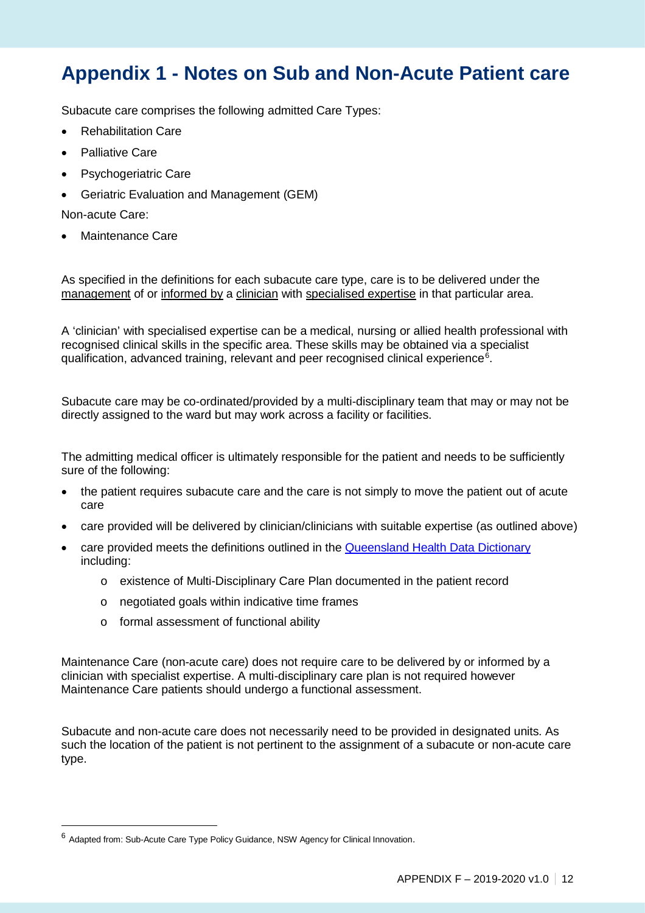# Appendix 1 - Notes on Sub and Non-Acute Patient care

Subacute care comprises the following admitted Care Types:

- Rehabilitation Care
- Palliative Care
- Psychogeriatric Care
- Geriatric Evaluation and Management (GEM)

Non-acute Care:

- Maintenance Care

As specified in the definitions for each subacute care type, care is to be delivered under the management of or informed by a clinician with specialised expertise in that particular area.

A 'clinician' with specialised expertise can be a medical, nursing or allied health professional with recognised clinical skills in the specific area. These skills may be obtained via a specialist qualification, advanced training, relevant and peer recognised clinical experience[6].

Subacute care may be co-ordinated/provided by a multi-disciplinary team that may or may not be directly assigned to the ward but may work across a facility or facilities.

The admitting medical officer is ultimately responsible for the patient and needs to be sufficiently sure of the following:

- the patient requires subacute care and the care is not simply to move the patient out of acute care
- care provided will be delivered by clinician/clinicians with suitable expertise (as outlined above)
- care provided meets the definitions outlined in the Queensland Health Data Dictionary including:
    - existence of Multi-Disciplinary Care Plan documented in the patient record
    - negotiated goals within indicative time frames
    - formal assessment of functional ability

Maintenance Care (non-acute care) does not require care to be delivered by or informed by a clinician with specialist expertise. A multi-disciplinary care plan is not required however Maintenance Care patients should undergo a functional assessment.

Subacute and non-acute care does not necessarily need to be provided in designated units. As such the location of the patient is not pertinent to the assignment of a subacute or non-acute care type.

---

[6] Adapted from: Sub-Acute Care Type Policy Guidance, NSW Agency for Clinical Innovation.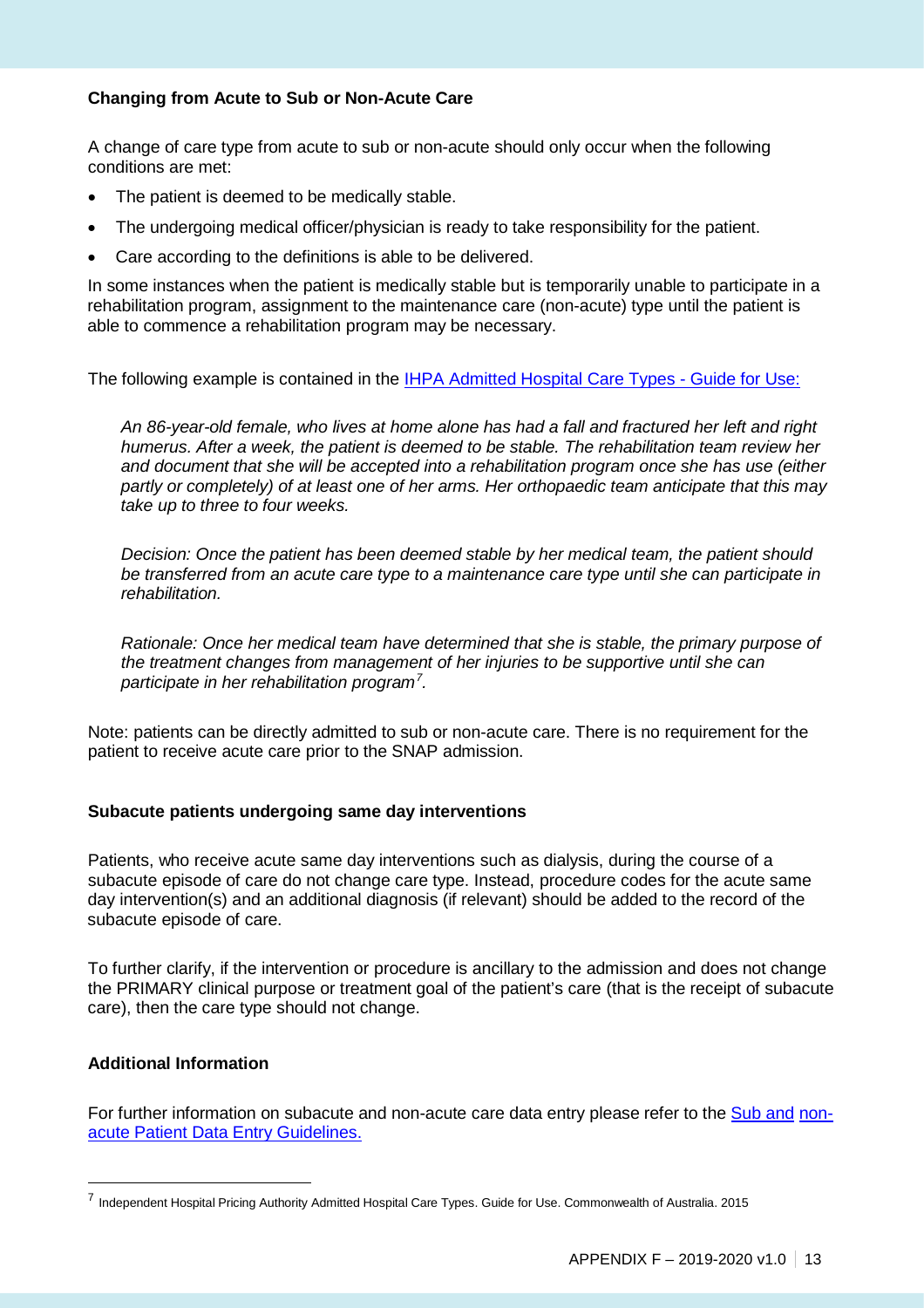**Changing from Acute to Sub or Non-Acute Care**

A change of care type from acute to sub or non-acute should only occur when the following conditions are met:

- The patient is deemed to be medically stable.
- The undergoing medical officer/physician is ready to take responsibility for the patient.
- Care according to the definitions is able to be delivered.

In some instances when the patient is medically stable but is temporarily unable to participate in a rehabilitation program, assignment to the maintenance care (non-acute) type until the patient is able to commence a rehabilitation program may be necessary.

The following example is contained in the [IHPA Admitted Hospital Care Types - Guide for Use:]()

> *An 86-year-old female, who lives at home alone has had a fall and fractured her left and right humerus. After a week, the patient is deemed to be stable. The rehabilitation team review her and document that she will be accepted into a rehabilitation program once she has use (either partly or completely) of at least one of her arms. Her orthopaedic team anticipate that this may take up to three to four weeks.*
>
> *Decision: Once the patient has been deemed stable by her medical team, the patient should be transferred from an acute care type to a maintenance care type until she can participate in rehabilitation.*
>
> *Rationale: Once her medical team have determined that she is stable, the primary purpose of the treatment changes from management of her injuries to be supportive until she can participate in her rehabilitation program*[7]*.*

Note: patients can be directly admitted to sub or non-acute care. There is no requirement for the patient to receive acute care prior to the SNAP admission.

**Subacute patients undergoing same day interventions**

Patients, who receive acute same day interventions such as dialysis, during the course of a subacute episode of care do not change care type. Instead, procedure codes for the acute same day intervention(s) and an additional diagnosis (if relevant) should be added to the record of the subacute episode of care.

To further clarify, if the intervention or procedure is ancillary to the admission and does not change the PRIMARY clinical purpose or treatment goal of the patient's care (that is the receipt of subacute care), then the care type should not change.

**Additional Information**

For further information on subacute and non-acute care data entry please refer to the [Sub and non-acute Patient Data Entry Guidelines.]()

---

[7] Independent Hospital Pricing Authority Admitted Hospital Care Types. Guide for Use. Commonwealth of Australia. 2015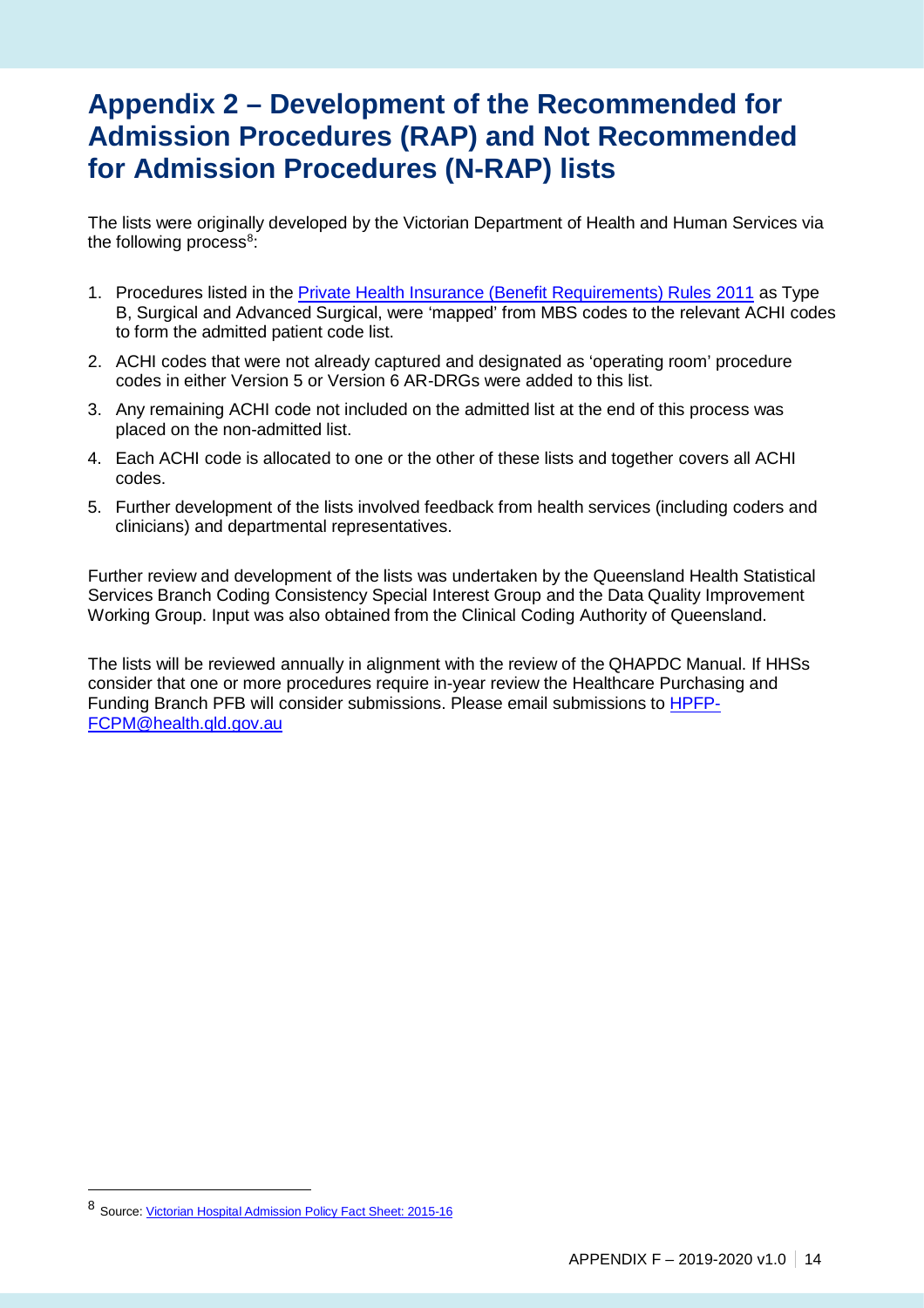# Appendix 2 – Development of the Recommended for Admission Procedures (RAP) and Not Recommended for Admission Procedures (N-RAP) lists

The lists were originally developed by the Victorian Department of Health and Human Services via the following process[8]:

1. Procedures listed in the [Private Health Insurance (Benefit Requirements) Rules 2011](#) as Type B, Surgical and Advanced Surgical, were 'mapped' from MBS codes to the relevant ACHI codes to form the admitted patient code list.
2. ACHI codes that were not already captured and designated as 'operating room' procedure codes in either Version 5 or Version 6 AR-DRGs were added to this list.
3. Any remaining ACHI code not included on the admitted list at the end of this process was placed on the non-admitted list.
4. Each ACHI code is allocated to one or the other of these lists and together covers all ACHI codes.
5. Further development of the lists involved feedback from health services (including coders and clinicians) and departmental representatives.

Further review and development of the lists was undertaken by the Queensland Health Statistical Services Branch Coding Consistency Special Interest Group and the Data Quality Improvement Working Group. Input was also obtained from the Clinical Coding Authority of Queensland.

The lists will be reviewed annually in alignment with the review of the QHAPDC Manual. If HHSs consider that one or more procedures require in-year review the Healthcare Purchasing and Funding Branch PFB will consider submissions. Please email submissions to HPFP-FCPM@health.qld.gov.au

[8] Source: Victorian Hospital Admission Policy Fact Sheet: 2015-16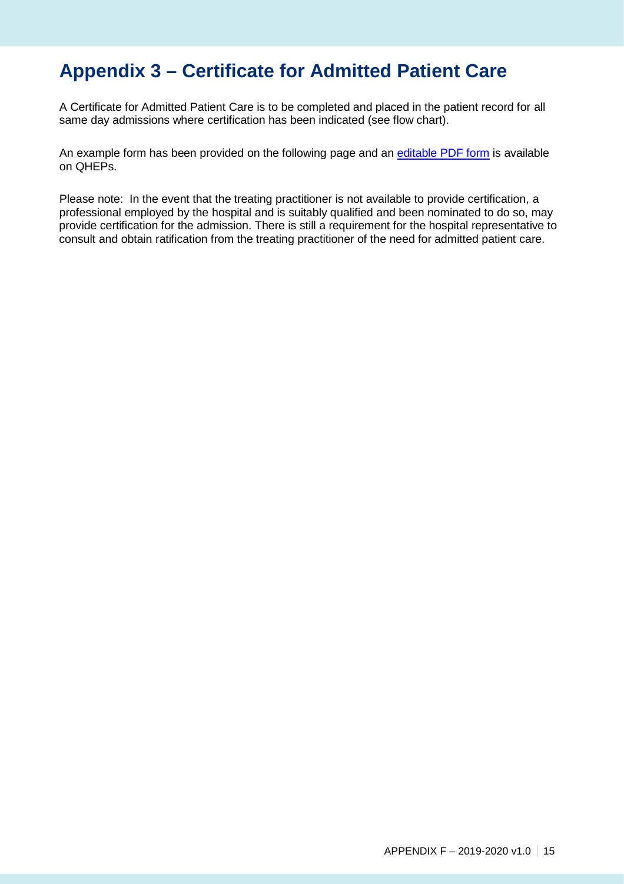# Appendix 3 – Certificate for Admitted Patient Care

A Certificate for Admitted Patient Care is to be completed and placed in the patient record for all same day admissions where certification has been indicated (see flow chart).

An example form has been provided on the following page and an editable PDF form is available on QHEPs.

Please note: In the event that the treating practitioner is not available to provide certification, a professional employed by the hospital and is suitably qualified and been nominated to do so, may provide certification for the admission. There is still a requirement for the hospital representative to consult and obtain ratification from the treating practitioner of the need for admitted patient care.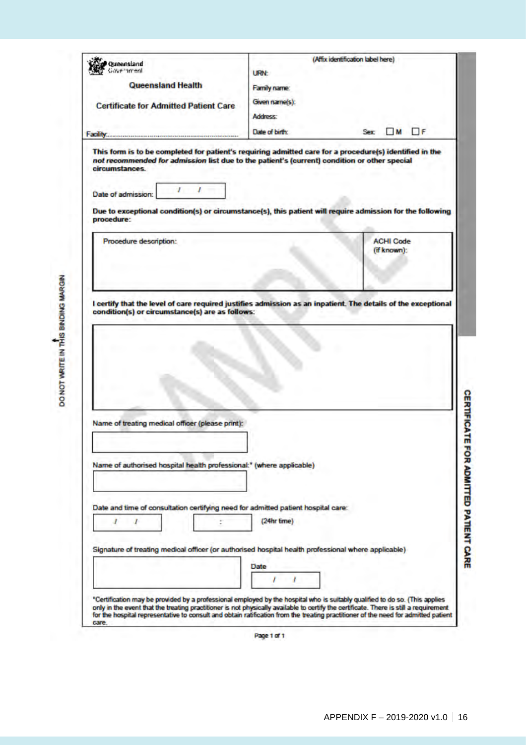Queensland Government

**Queensland Health**

**Certificate for Admitted Patient Care**

Facility............................................................

(Affix identification label here)

URN:

Family name:

Given name(s):

Address:

Date of birth: Sex: ☐ M ☐ F

**This form is to be completed for patient's requiring admitted care for a procedure(s) identified in the *not recommended for admission* list due to the patient's (current) condition or other special circumstances.**

Date of admission: / /

**Due to exceptional condition(s) or circumstance(s), this patient will require admission for the following procedure:**

| Procedure description: | ACHI Code (if known): |
| --- | --- |
| | |

**I certify that the level of care required justifies admission as an inpatient. The details of the exceptional condition(s) or circumstance(s) are as follows:**

Name of treating medical officer (please print):

Name of authorised hospital health professional:* (where applicable)

Date and time of consultation certifying need for admitted patient hospital care:

/ / : (24hr time)

Signature of treating medical officer (or authorised hospital health professional where applicable)

Date / /

*Certification may be provided by a professional employed by the hospital who is suitably qualified to do so. (This applies only in the event that the treating practitioner is not physically available to certify the certificate. There is still a requirement for the hospital representative to consult and obtain ratification from the treating practitioner of the need for admitted patient care.

DO NOT WRITE IN THIS BINDING MARGIN

CERTIFICATE FOR ADMITTED PATIENT CARE

SAMPLE